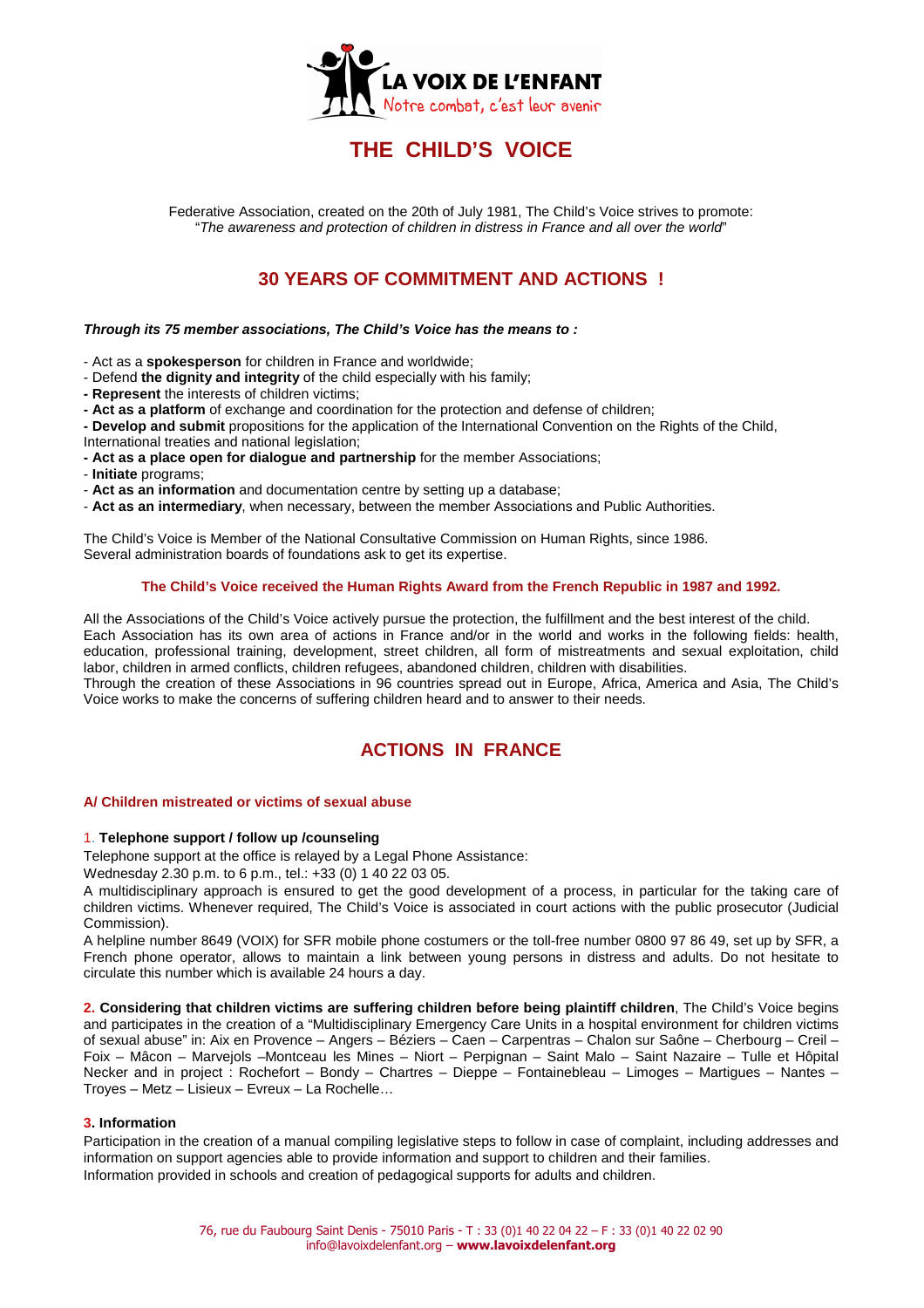LA VOIX DE L'ENFANT
Notre combat, c'est leur avenir

# THE CHILD'S VOICE

Federative Association, created on the 20th of July 1981, The Child's Voice strives to promote:
"*The awareness and protection of children in distress in France and all over the world*"

## 30 YEARS OF COMMITMENT AND ACTIONS !

***Through its 75 member associations, The Child's Voice has the means to :***

- Act as a **spokesperson** for children in France and worldwide;
- Defend **the dignity and integrity** of the child especially with his family;
- **Represent** the interests of children victims;
- **Act as a platform** of exchange and coordination for the protection and defense of children;
- **Develop and submit** propositions for the application of the International Convention on the Rights of the Child, International treaties and national legislation;
- **Act as a place open for dialogue and partnership** for the member Associations;
- **Initiate** programs;
- **Act as an information** and documentation centre by setting up a database;
- **Act as an intermediary**, when necessary, between the member Associations and Public Authorities.

The Child's Voice is Member of the National Consultative Commission on Human Rights, since 1986.
Several administration boards of foundations ask to get its expertise.

**The Child's Voice received the Human Rights Award from the French Republic in 1987 and 1992.**

All the Associations of the Child's Voice actively pursue the protection, the fulfillment and the best interest of the child.
Each Association has its own area of actions in France and/or in the world and works in the following fields: health, education, professional training, development, street children, all form of mistreatments and sexual exploitation, child labor, children in armed conflicts, children refugees, abandoned children, children with disabilities.
Through the creation of these Associations in 96 countries spread out in Europe, Africa, America and Asia, The Child's Voice works to make the concerns of suffering children heard and to answer to their needs.

## ACTIONS IN FRANCE

### A/ Children mistreated or victims of sexual abuse

1. **Telephone support / follow up /counseling**

Telephone support at the office is relayed by a Legal Phone Assistance:
Wednesday 2.30 p.m. to 6 p.m., tel.: +33 (0) 1 40 22 03 05.
A multidisciplinary approach is ensured to get the good development of a process, in particular for the taking care of children victims. Whenever required, The Child's Voice is associated in court actions with the public prosecutor (Judicial Commission).
A helpline number 8649 (VOIX) for SFR mobile phone costumers or the toll-free number 0800 97 86 49, set up by SFR, a French phone operator, allows to maintain a link between young persons in distress and adults. Do not hesitate to circulate this number which is available 24 hours a day.

**2. Considering that children victims are suffering children before being plaintiff children**, The Child's Voice begins and participates in the creation of a "Multidisciplinary Emergency Care Units in a hospital environment for children victims of sexual abuse" in: Aix en Provence – Angers – Béziers – Caen – Carpentras – Chalon sur Saône – Cherbourg – Creil – Foix – Mâcon – Marvejols –Montceau les Mines – Niort – Perpignan – Saint Malo – Saint Nazaire – Tulle et Hôpital Necker and in project : Rochefort – Bondy – Chartres – Dieppe – Fontainebleau – Limoges – Martigues – Nantes – Troyes – Metz – Lisieux – Evreux – La Rochelle…

**3. Information**

Participation in the creation of a manual compiling legislative steps to follow in case of complaint, including addresses and information on support agencies able to provide information and support to children and their families.
Information provided in schools and creation of pedagogical supports for adults and children.

76, rue du Faubourg Saint Denis - 75010 Paris - T : 33 (0)1 40 22 04 22 – F : 33 (0)1 40 22 02 90
info@lavoixdelenfant.org – **www.lavoixdelenfant.org**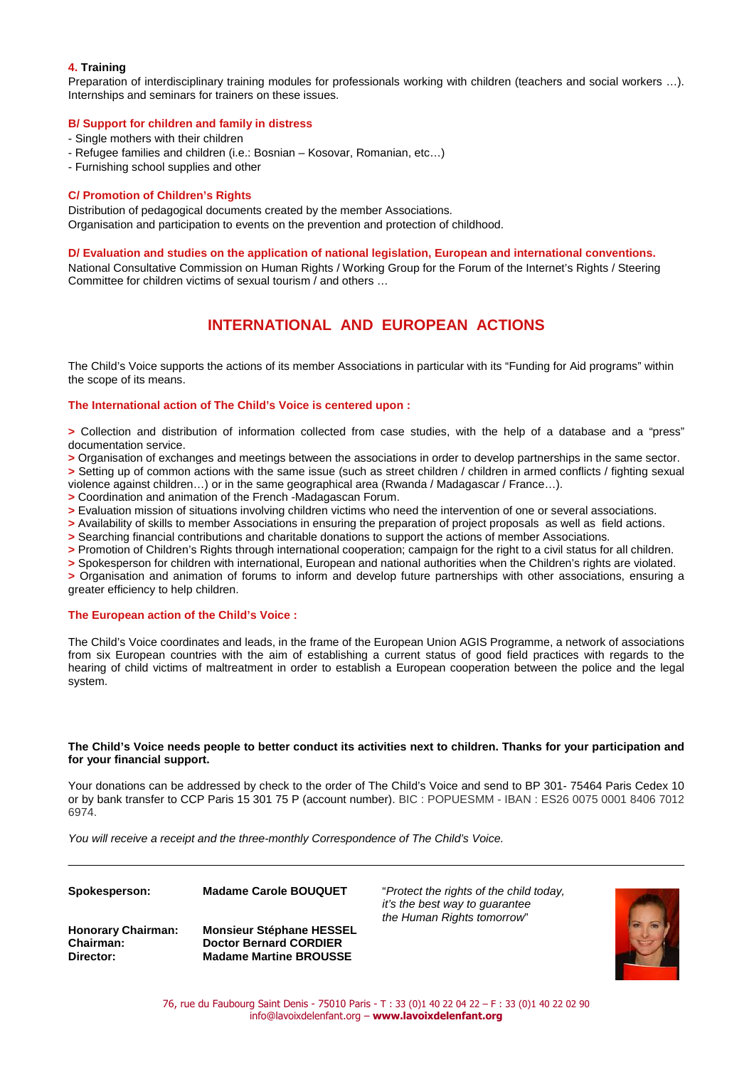#### 4. Training

Preparation of interdisciplinary training modules for professionals working with children (teachers and social workers …). Internships and seminars for trainers on these issues.

#### B/ Support for children and family in distress

- Single mothers with their children
- Refugee families and children (i.e.: Bosnian – Kosovar, Romanian, etc…)
- Furnishing school supplies and other

#### C/ Promotion of Children's Rights

Distribution of pedagogical documents created by the member Associations.
Organisation and participation to events on the prevention and protection of childhood.

#### D/ Evaluation and studies on the application of national legislation, European and international conventions.

National Consultative Commission on Human Rights / Working Group for the Forum of the Internet's Rights / Steering Committee for children victims of sexual tourism / and others …

## INTERNATIONAL AND EUROPEAN ACTIONS

The Child's Voice supports the actions of its member Associations in particular with its "Funding for Aid programs" within the scope of its means.

#### The International action of The Child's Voice is centered upon :

> Collection and distribution of information collected from case studies, with the help of a database and a "press" documentation service.
> Organisation of exchanges and meetings between the associations in order to develop partnerships in the same sector.
> Setting up of common actions with the same issue (such as street children / children in armed conflicts / fighting sexual violence against children…) or in the same geographical area (Rwanda / Madagascar / France…).
> Coordination and animation of the French -Madagascan Forum.
> Evaluation mission of situations involving children victims who need the intervention of one or several associations.
> Availability of skills to member Associations in ensuring the preparation of project proposals as well as field actions.
> Searching financial contributions and charitable donations to support the actions of member Associations.
> Promotion of Children's Rights through international cooperation; campaign for the right to a civil status for all children.
> Spokesperson for children with international, European and national authorities when the Children's rights are violated.
> Organisation and animation of forums to inform and develop future partnerships with other associations, ensuring a greater efficiency to help children.

#### The European action of the Child's Voice :

The Child's Voice coordinates and leads, in the frame of the European Union AGIS Programme, a network of associations from six European countries with the aim of establishing a current status of good field practices with regards to the hearing of child victims of maltreatment in order to establish a European cooperation between the police and the legal system.

**The Child's Voice needs people to better conduct its activities next to children. Thanks for your participation and for your financial support.**

Your donations can be addressed by check to the order of The Child's Voice and send to BP 301- 75464 Paris Cedex 10 or by bank transfer to CCP Paris 15 301 75 P (account number). BIC : POPUESMM - IBAN : ES26 0075 0001 8406 7012 6974.

*You will receive a receipt and the three-monthly Correspondence of The Child's Voice.*

---

**Spokesperson:** **Madame Carole BOUQUET**

"*Protect the rights of the child today, it's the best way to guarantee the Human Rights tomorrow*"

**Honorary Chairman:** **Monsieur Stéphane HESSEL**
**Chairman:** **Doctor Bernard CORDIER**
**Director:** **Madame Martine BROUSSE**

76, rue du Faubourg Saint Denis - 75010 Paris - T : 33 (0)1 40 22 04 22 – F : 33 (0)1 40 22 02 90
info@lavoixdelenfant.org – **www.lavoixdelenfant.org**